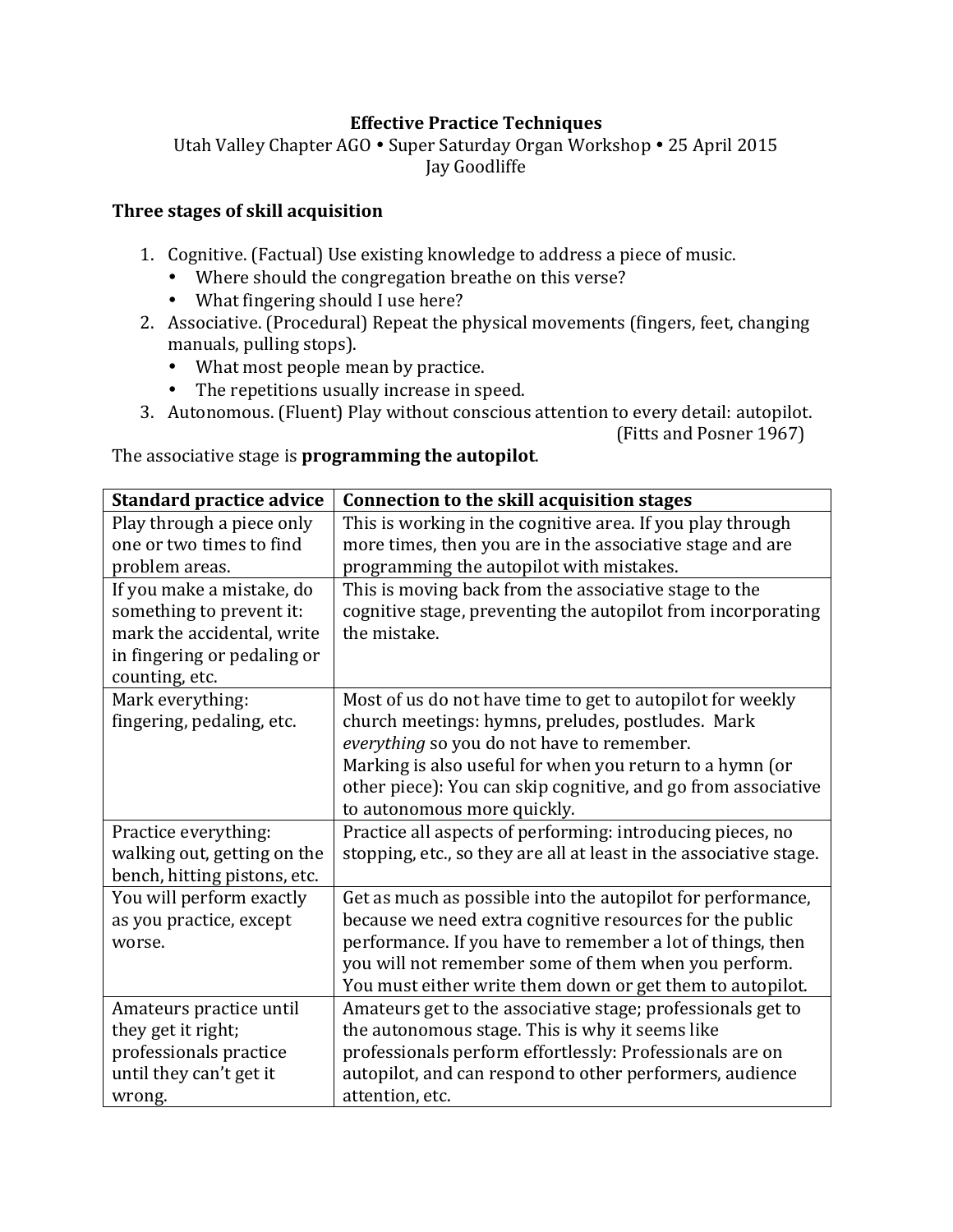# Effective Practice Techniques

Utah Valley Chapter AGO • Super Saturday Organ Workshop • 25 April 2015
Jay Goodliffe

## Three stages of skill acquisition

1. Cognitive. (Factual) Use existing knowledge to address a piece of music.
   - Where should the congregation breathe on this verse?
   - What fingering should I use here?
2. Associative. (Procedural) Repeat the physical movements (fingers, feet, changing manuals, pulling stops).
   - What most people mean by practice.
   - The repetitions usually increase in speed.
3. Autonomous. (Fluent) Play without conscious attention to every detail: autopilot.

(Fitts and Posner 1967)

The associative stage is **programming the autopilot**.

| **Standard practice advice** | **Connection to the skill acquisition stages** |
|---|---|
| Play through a piece only one or two times to find problem areas. | This is working in the cognitive area. If you play through more times, then you are in the associative stage and are programming the autopilot with mistakes. |
| If you make a mistake, do something to prevent it: mark the accidental, write in fingering or pedaling or counting, etc. | This is moving back from the associative stage to the cognitive stage, preventing the autopilot from incorporating the mistake. |
| Mark everything: fingering, pedaling, etc. | Most of us do not have time to get to autopilot for weekly church meetings: hymns, preludes, postludes. Mark *everything* so you do not have to remember. Marking is also useful for when you return to a hymn (or other piece): You can skip cognitive, and go from associative to autonomous more quickly. |
| Practice everything: walking out, getting on the bench, hitting pistons, etc. | Practice all aspects of performing: introducing pieces, no stopping, etc., so they are all at least in the associative stage. |
| You will perform exactly as you practice, except worse. | Get as much as possible into the autopilot for performance, because we need extra cognitive resources for the public performance. If you have to remember a lot of things, then you will not remember some of them when you perform. You must either write them down or get them to autopilot. |
| Amateurs practice until they get it right; professionals practice until they can't get it wrong. | Amateurs get to the associative stage; professionals get to the autonomous stage. This is why it seems like professionals perform effortlessly: Professionals are on autopilot, and can respond to other performers, audience attention, etc. |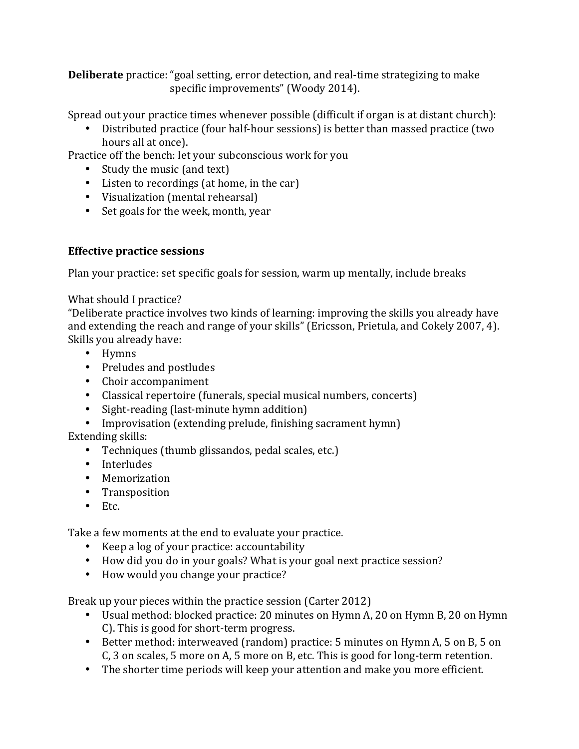**Deliberate** practice: "goal setting, error detection, and real-time strategizing to make specific improvements" (Woody 2014).

Spread out your practice times whenever possible (difficult if organ is at distant church):

- Distributed practice (four half-hour sessions) is better than massed practice (two hours all at once).

Practice off the bench: let your subconscious work for you

- Study the music (and text)
- Listen to recordings (at home, in the car)
- Visualization (mental rehearsal)
- Set goals for the week, month, year

**Effective practice sessions**

Plan your practice: set specific goals for session, warm up mentally, include breaks

What should I practice?

"Deliberate practice involves two kinds of learning: improving the skills you already have and extending the reach and range of your skills" (Ericsson, Prietula, and Cokely 2007, 4).

Skills you already have:

- Hymns
- Preludes and postludes
- Choir accompaniment
- Classical repertoire (funerals, special musical numbers, concerts)
- Sight-reading (last-minute hymn addition)
- Improvisation (extending prelude, finishing sacrament hymn)

Extending skills:

- Techniques (thumb glissandos, pedal scales, etc.)
- Interludes
- Memorization
- Transposition
- Etc.

Take a few moments at the end to evaluate your practice.

- Keep a log of your practice: accountability
- How did you do in your goals? What is your goal next practice session?
- How would you change your practice?

Break up your pieces within the practice session (Carter 2012)

- Usual method: blocked practice: 20 minutes on Hymn A, 20 on Hymn B, 20 on Hymn C). This is good for short-term progress.
- Better method: interweaved (random) practice: 5 minutes on Hymn A, 5 on B, 5 on C, 3 on scales, 5 more on A, 5 more on B, etc. This is good for long-term retention.
- The shorter time periods will keep your attention and make you more efficient.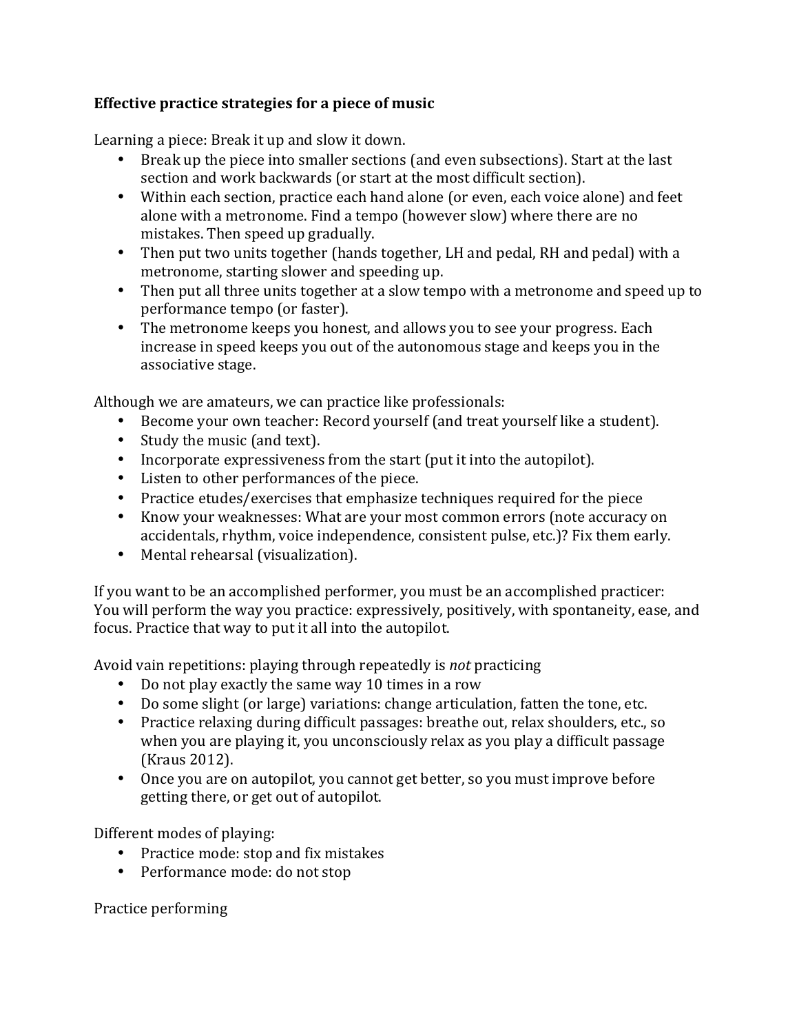**Effective practice strategies for a piece of music**

Learning a piece: Break it up and slow it down.

- Break up the piece into smaller sections (and even subsections). Start at the last section and work backwards (or start at the most difficult section).
- Within each section, practice each hand alone (or even, each voice alone) and feet alone with a metronome. Find a tempo (however slow) where there are no mistakes. Then speed up gradually.
- Then put two units together (hands together, LH and pedal, RH and pedal) with a metronome, starting slower and speeding up.
- Then put all three units together at a slow tempo with a metronome and speed up to performance tempo (or faster).
- The metronome keeps you honest, and allows you to see your progress. Each increase in speed keeps you out of the autonomous stage and keeps you in the associative stage.

Although we are amateurs, we can practice like professionals:

- Become your own teacher: Record yourself (and treat yourself like a student).
- Study the music (and text).
- Incorporate expressiveness from the start (put it into the autopilot).
- Listen to other performances of the piece.
- Practice etudes/exercises that emphasize techniques required for the piece
- Know your weaknesses: What are your most common errors (note accuracy on accidentals, rhythm, voice independence, consistent pulse, etc.)? Fix them early.
- Mental rehearsal (visualization).

If you want to be an accomplished performer, you must be an accomplished practicer: You will perform the way you practice: expressively, positively, with spontaneity, ease, and focus. Practice that way to put it all into the autopilot.

Avoid vain repetitions: playing through repeatedly is *not* practicing

- Do not play exactly the same way 10 times in a row
- Do some slight (or large) variations: change articulation, fatten the tone, etc.
- Practice relaxing during difficult passages: breathe out, relax shoulders, etc., so when you are playing it, you unconsciously relax as you play a difficult passage (Kraus 2012).
- Once you are on autopilot, you cannot get better, so you must improve before getting there, or get out of autopilot.

Different modes of playing:

- Practice mode: stop and fix mistakes
- Performance mode: do not stop

Practice performing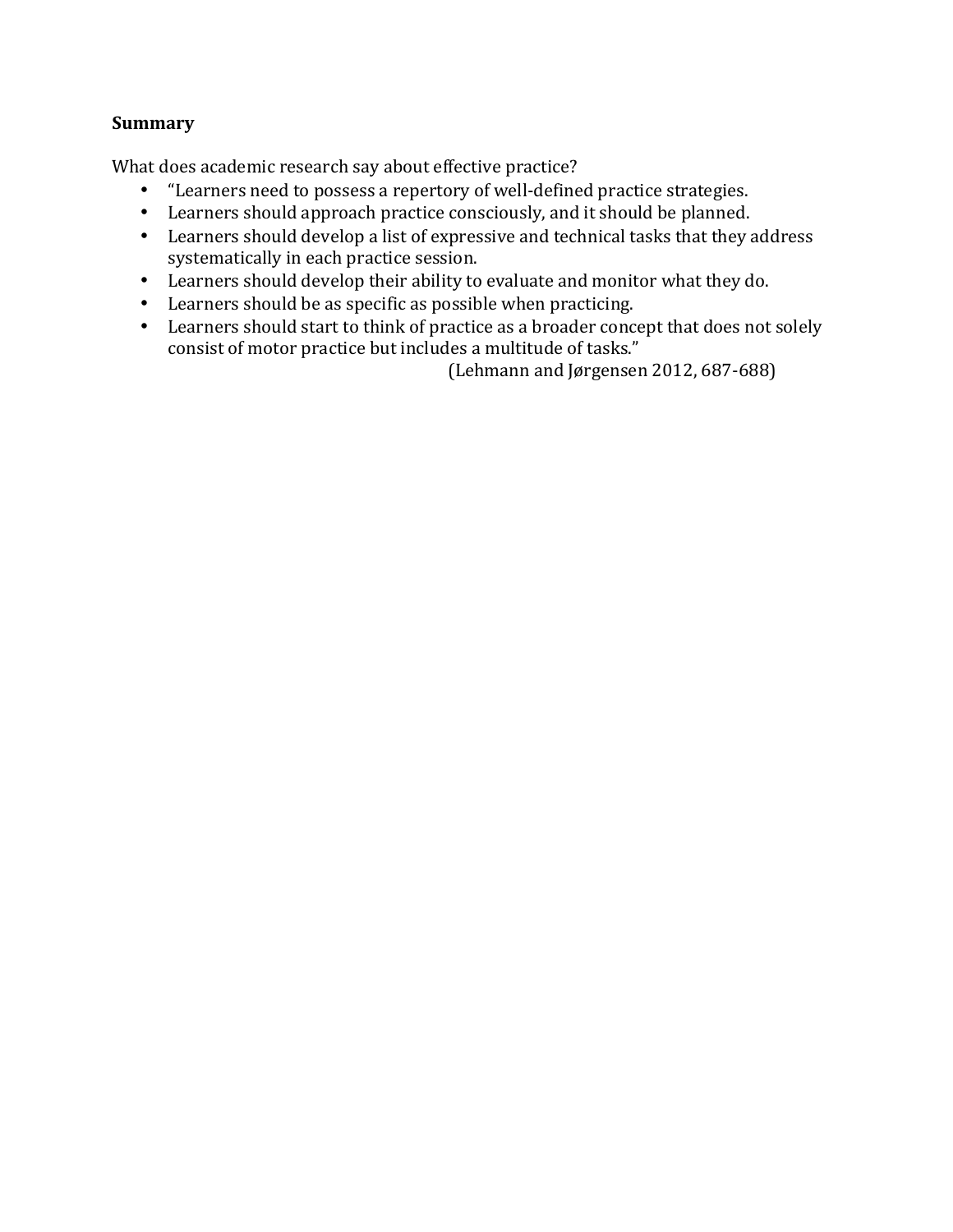**Summary**

What does academic research say about effective practice?

- "Learners need to possess a repertory of well-defined practice strategies.
- Learners should approach practice consciously, and it should be planned.
- Learners should develop a list of expressive and technical tasks that they address systematically in each practice session.
- Learners should develop their ability to evaluate and monitor what they do.
- Learners should be as specific as possible when practicing.
- Learners should start to think of practice as a broader concept that does not solely consist of motor practice but includes a multitude of tasks."

(Lehmann and Jørgensen 2012, 687-688)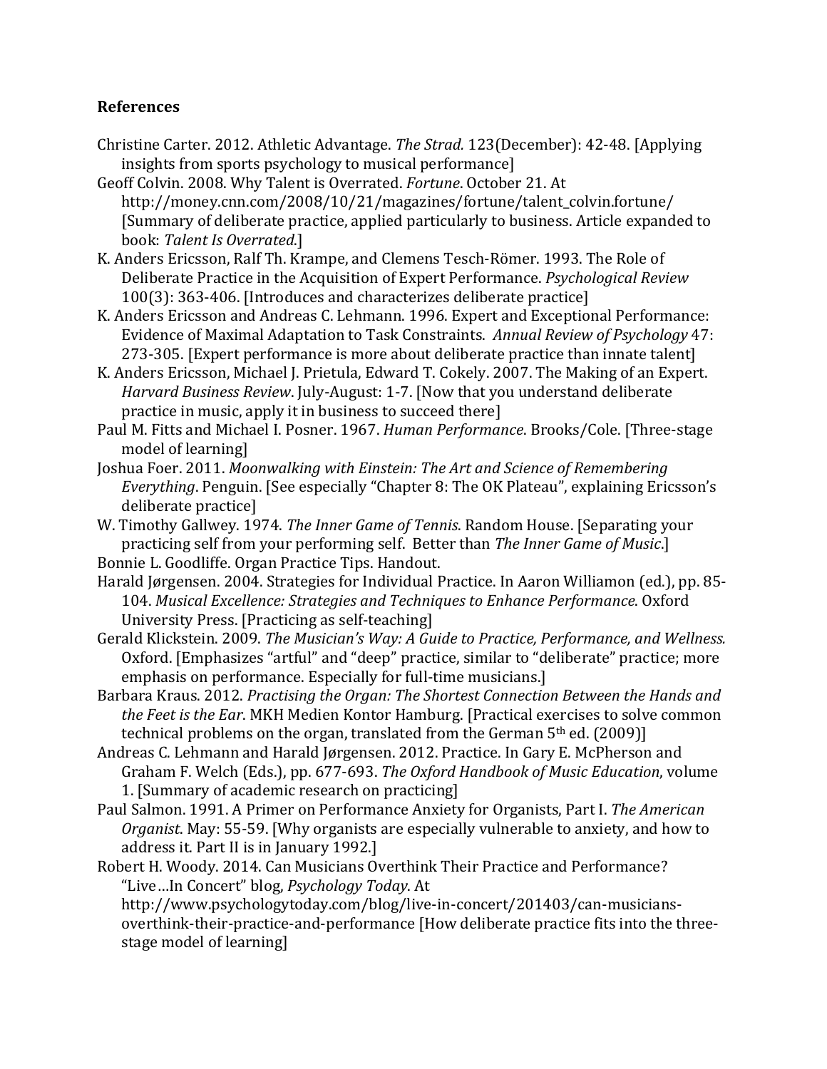## References

Christine Carter. 2012. Athletic Advantage. *The Strad.* 123(December): 42-48. [Applying insights from sports psychology to musical performance]

Geoff Colvin. 2008. Why Talent is Overrated. *Fortune*. October 21. At http://money.cnn.com/2008/10/21/magazines/fortune/talent_colvin.fortune/ [Summary of deliberate practice, applied particularly to business. Article expanded to book: *Talent Is Overrated*.]

K. Anders Ericsson, Ralf Th. Krampe, and Clemens Tesch-Römer. 1993. The Role of Deliberate Practice in the Acquisition of Expert Performance. *Psychological Review* 100(3): 363-406. [Introduces and characterizes deliberate practice]

K. Anders Ericsson and Andreas C. Lehmann. 1996. Expert and Exceptional Performance: Evidence of Maximal Adaptation to Task Constraints. *Annual Review of Psychology* 47: 273-305. [Expert performance is more about deliberate practice than innate talent]

K. Anders Ericsson, Michael J. Prietula, Edward T. Cokely. 2007. The Making of an Expert. *Harvard Business Review*. July-August: 1-7. [Now that you understand deliberate practice in music, apply it in business to succeed there]

Paul M. Fitts and Michael I. Posner. 1967. *Human Performance*. Brooks/Cole. [Three-stage model of learning]

Joshua Foer. 2011. *Moonwalking with Einstein: The Art and Science of Remembering Everything*. Penguin. [See especially “Chapter 8: The OK Plateau”, explaining Ericsson's deliberate practice]

W. Timothy Gallwey. 1974. *The Inner Game of Tennis*. Random House. [Separating your practicing self from your performing self. Better than *The Inner Game of Music*.]

Bonnie L. Goodliffe. Organ Practice Tips. Handout.

Harald Jørgensen. 2004. Strategies for Individual Practice. In Aaron Williamon (ed.), pp. 85-104. *Musical Excellence: Strategies and Techniques to Enhance Performance*. Oxford University Press. [Practicing as self-teaching]

Gerald Klickstein. 2009. *The Musician's Way: A Guide to Practice, Performance, and Wellness.* Oxford. [Emphasizes “artful” and “deep” practice, similar to “deliberate” practice; more emphasis on performance. Especially for full-time musicians.]

Barbara Kraus. 2012. *Practising the Organ: The Shortest Connection Between the Hands and the Feet is the Ear*. MKH Medien Kontor Hamburg. [Practical exercises to solve common technical problems on the organ, translated from the German 5th ed. (2009)]

Andreas C. Lehmann and Harald Jørgensen. 2012. Practice. In Gary E. McPherson and Graham F. Welch (Eds.), pp. 677-693. *The Oxford Handbook of Music Education*, volume 1. [Summary of academic research on practicing]

Paul Salmon. 1991. A Primer on Performance Anxiety for Organists, Part I. *The American Organist*. May: 55-59. [Why organists are especially vulnerable to anxiety, and how to address it. Part II is in January 1992.]

Robert H. Woody. 2014. Can Musicians Overthink Their Practice and Performance? “Live…In Concert” blog, *Psychology Today*. At http://www.psychologytoday.com/blog/live-in-concert/201403/can-musicians-overthink-their-practice-and-performance [How deliberate practice fits into the three-stage model of learning]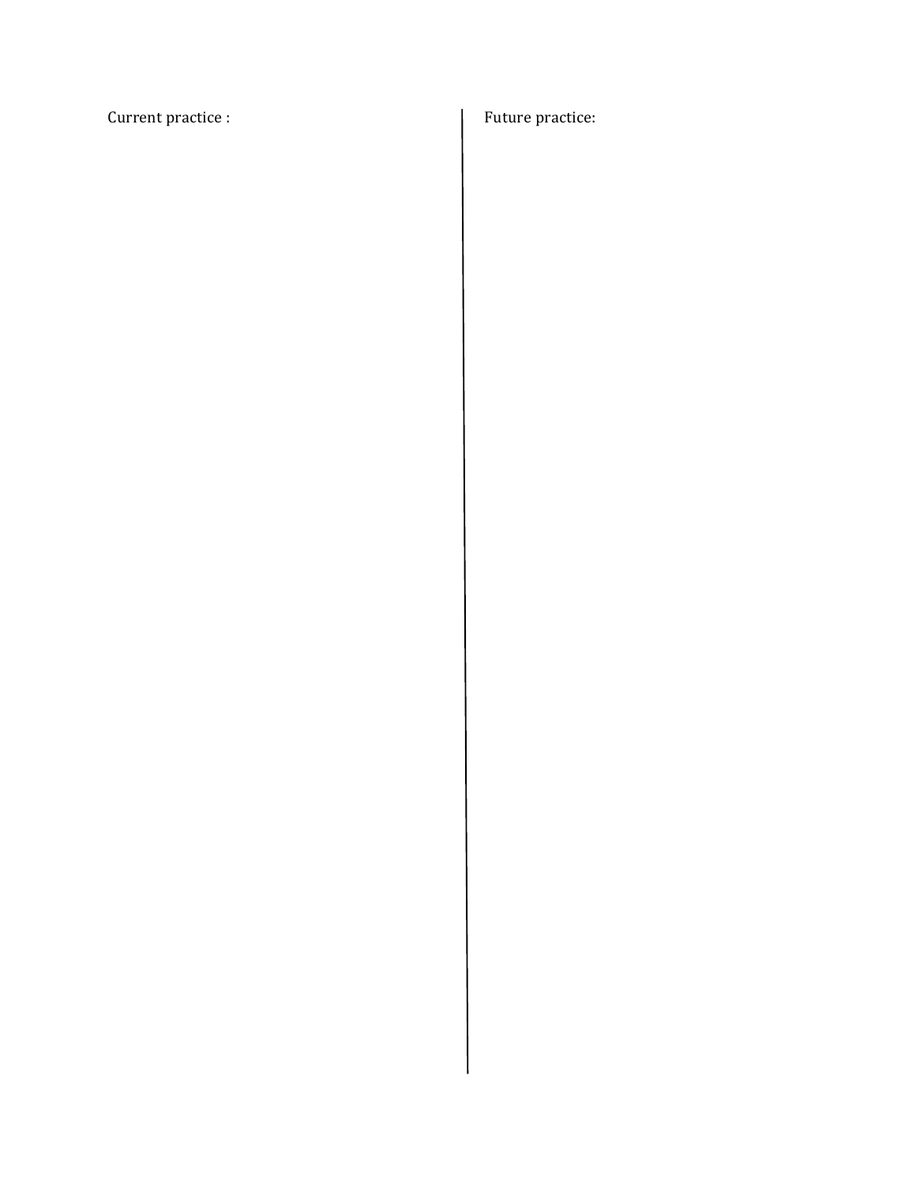| Current practice : | Future practice: |
| --- | --- |
| | |